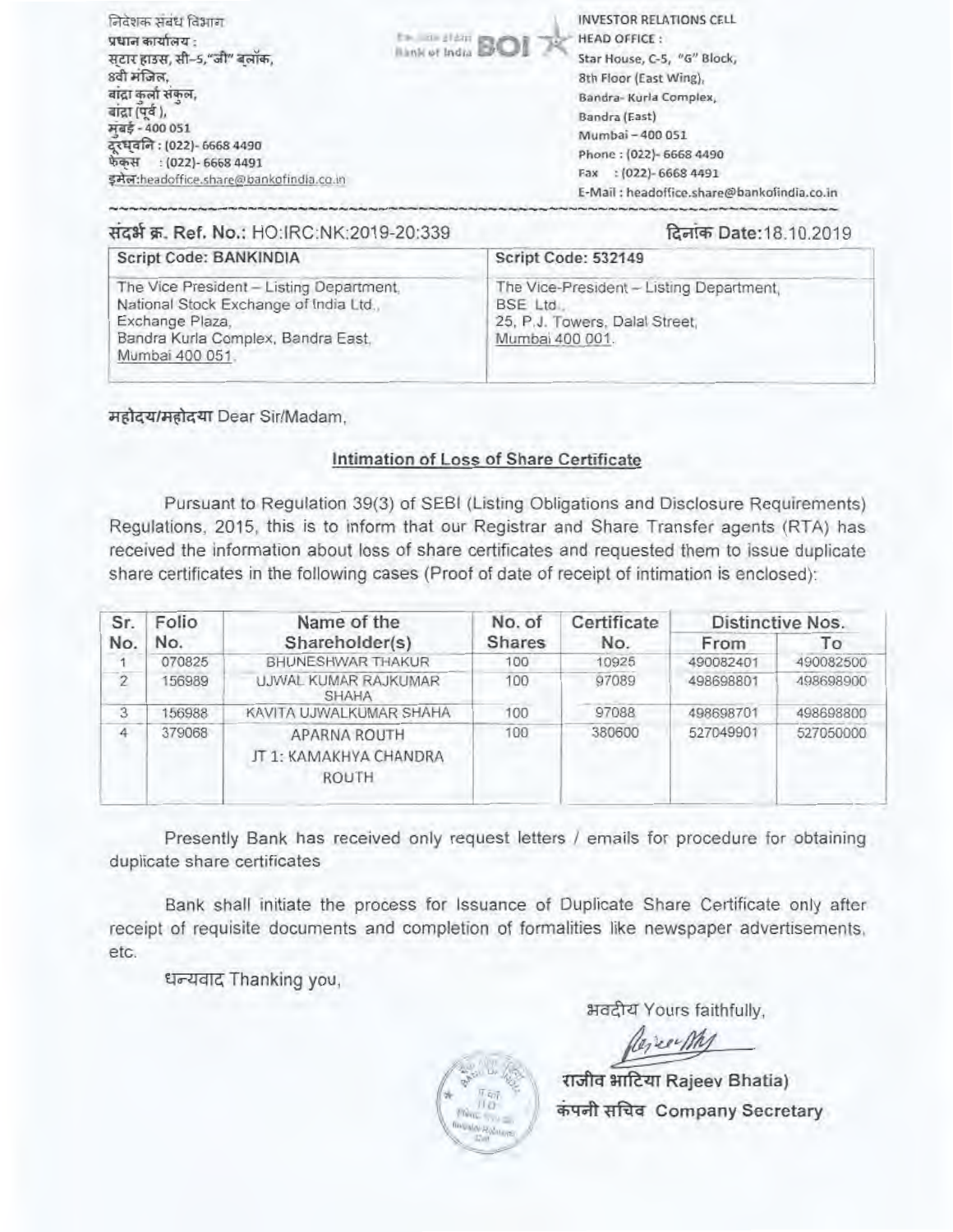निदेशक संबंध विभाग
प्रधान कार्यालय :
स्टार हाउस, सी–5,"जी" ब्लॉक,
8वी मंजिल,
बांद्रा कुर्ला संकुल,
बांद्रा (पूर्व ),
मुंबई - 400 051
दूरध्वनि : (022)- 6668 4490
फेक्स : (022)- 6668 4491
इमेल:headoffice.share@bankofindia.co.in

INVESTOR RELATIONS CELL
HEAD OFFICE :
Star House, C-5, "G" Block,
8th Floor (East Wing),
Bandra- Kurla Complex,
Bandra (East)
Mumbai – 400 051
Phone : (022)- 6668 4490
Fax : (022)- 6668 4491
E-Mail : headoffice.share@bankofindia.co.in

**संदर्भ क्र. Ref. No.:** HO:IRC:NK:2019-20:339

**दिनांक Date:**18.10.2019

| Script Code: BANKINDIA | Script Code: 532149 |
|---|---|
| The Vice President – Listing Department, National Stock Exchange of India Ltd., Exchange Plaza, Bandra Kurla Complex, Bandra East, Mumbai 400 051. | The Vice-President – Listing Department, BSE Ltd., 25, P.J. Towers, Dalal Street, Mumbai 400 001. |

महोदय/महोदया Dear Sir/Madam,

## Intimation of Loss of Share Certificate

Pursuant to Regulation 39(3) of SEBI (Listing Obligations and Disclosure Requirements) Regulations, 2015, this is to inform that our Registrar and Share Transfer agents (RTA) has received the information about loss of share certificates and requested them to issue duplicate share certificates in the following cases (Proof of date of receipt of intimation is enclosed):

| Sr. No. | Folio No. | Name of the Shareholder(s) | No. of Shares | Certificate No. | Distinctive Nos. | |
|---|---|---|---|---|---|---|
| | | | | | From | To |
| 1 | 070825 | BHUNESHWAR THAKUR | 100 | 10925 | 490082401 | 490082500 |
| 2 | 156989 | UJWAL KUMAR RAJKUMAR SHAHA | 100 | 97089 | 498698801 | 498698900 |
| 3 | 156988 | KAVITA UJWALKUMAR SHAHA | 100 | 97088 | 498698701 | 498698800 |
| 4 | 379068 | APARNA ROUTH JT 1: KAMAKHYA CHANDRA ROUTH | 100 | 380600 | 527049901 | 527050000 |

Presently Bank has received only request letters / emails for procedure for obtaining duplicate share certificates

Bank shall initiate the process for Issuance of Duplicate Share Certificate only after receipt of requisite documents and completion of formalities like newspaper advertisements, etc.

धन्यवाद Thanking you,

भवदीय Yours faithfully,

राजीव भाटिया Rajeev Bhatia)
कंपनी सचिव Company Secretary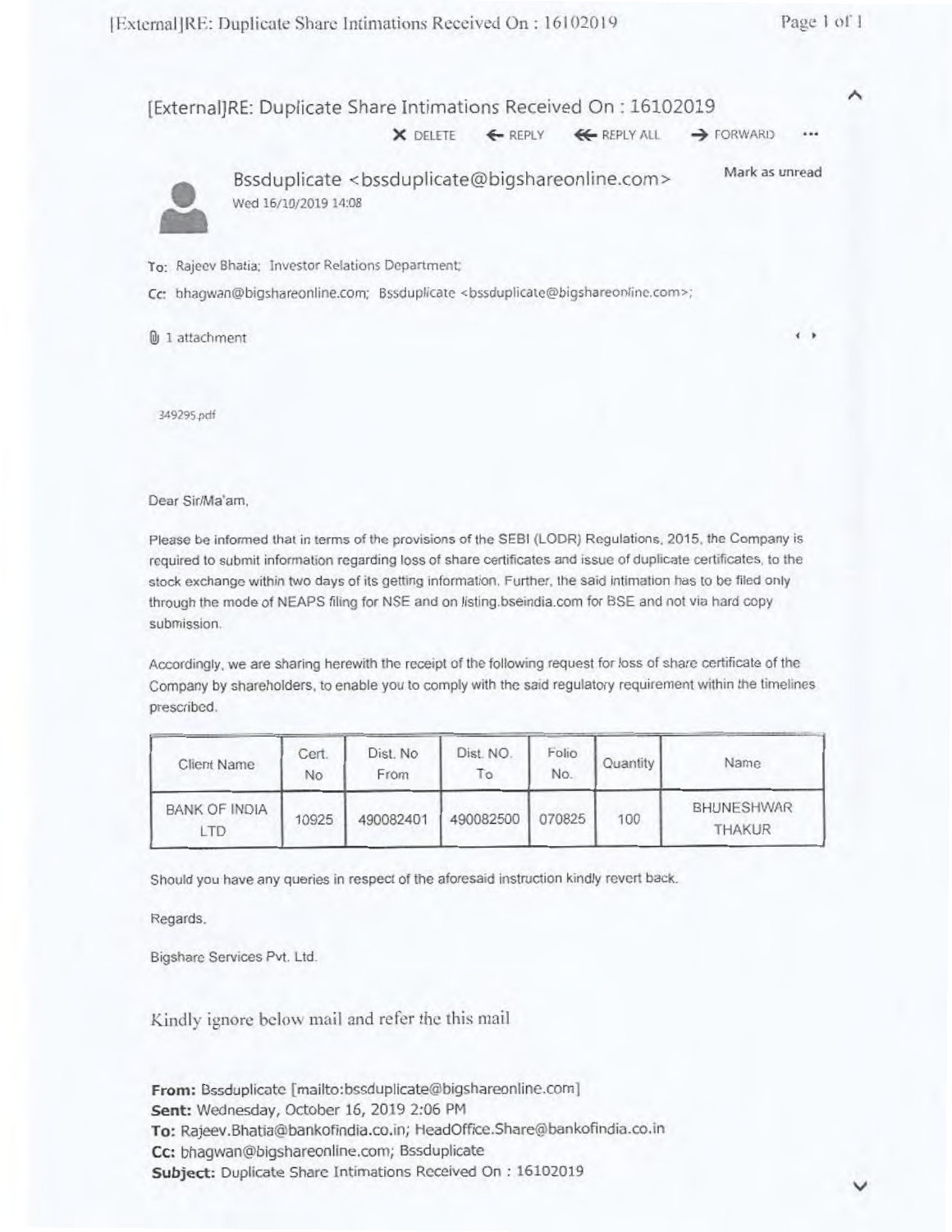# [External]RE: Duplicate Share Intimations Received On : 16102019

DELETE | REPLY | REPLY ALL | FORWARD

Bssduplicate <bssduplicate@bigshareonline.com>
Wed 16/10/2019 14:08

Mark as unread

To: Rajeev Bhatia; Investor Relations Department;

Cc: bhagwan@bigshareonline.com; Bssduplicate <bssduplicate@bigshareonline.com>;

1 attachment

349295.pdf

Dear Sir/Ma'am,

Please be informed that in terms of the provisions of the SEBI (LODR) Regulations, 2015, the Company is required to submit information regarding loss of share certificates and issue of duplicate certificates, to the stock exchange within two days of its getting information. Further, the said intimation has to be filed only through the mode of NEAPS filing for NSE and on listing.bseindia.com for BSE and not via hard copy submission.

Accordingly, we are sharing herewith the receipt of the following request for loss of share certificate of the Company by shareholders, to enable you to comply with the said regulatory requirement within the timelines prescribed.

| Client Name | Cert. No | Dist. No From | Dist. NO. To | Folio No. | Quantity | Name |
|---|---|---|---|---|---|---|
| BANK OF INDIA LTD | 10925 | 490082401 | 490082500 | 070825 | 100 | BHUNESHWAR THAKUR |

Should you have any queries in respect of the aforesaid instruction kindly revert back.

Regards,

Bigshare Services Pvt. Ltd.

Kindly ignore below mail and refer the this mail

**From:** Bssduplicate [mailto:bssduplicate@bigshareonline.com]
**Sent:** Wednesday, October 16, 2019 2:06 PM
**To:** Rajeev.Bhatia@bankofindia.co.in; HeadOffice.Share@bankofindia.co.in
**Cc:** bhagwan@bigshareonline.com; Bssduplicate
**Subject:** Duplicate Share Intimations Received On : 16102019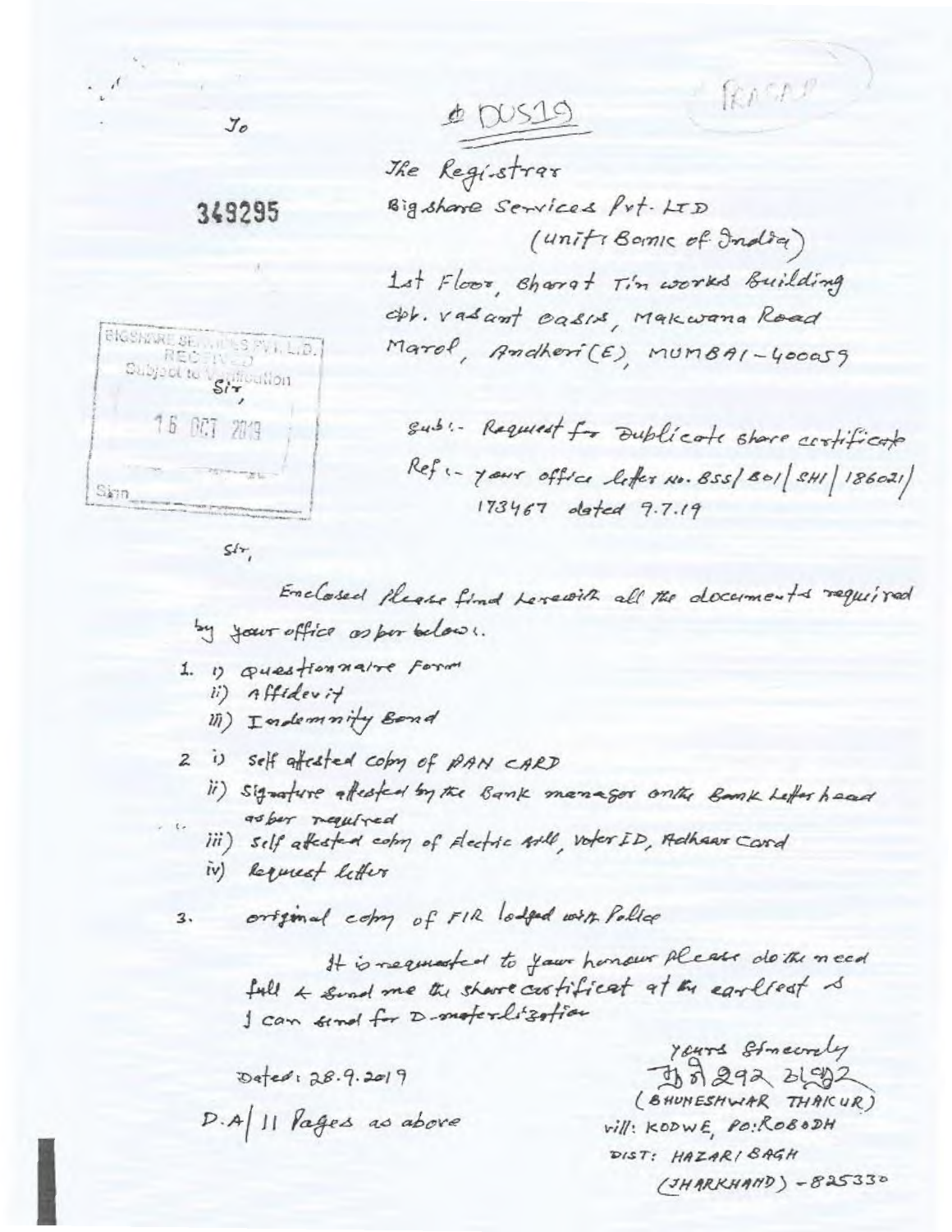To

349295

@ DUS19

PRASAD

The Registrar
Bigshare Services Pvt. LTD
(unit: Bank of India)
1st Floor, Bharat Tin works Building
opp. vasant oasis, Makwana Road
Marol, Andheri(E), MUMBAI-400059

BIGSHARE SERVICES PVT. LTD.
RECEIVED
Subject to Verification
16 OCT 2019
Sign

Sir,

Sub:- Request for Duplicate share certificate
Ref:- your office letter No. BSS/BOI/SHI/186021/173467 dated 9.7.19

Sir,

Enclosed please find herewith all the documents required by your office as per below:

1. i) Questionnaire Form
   ii) Affidavit
   iii) Indemnity Bond
2. i) self attested copy of PAN CARD
   ii) Signature attested by the Bank manager on the Bank Letter head as per required
   iii) self attested copy of Electric Bill, Voter ID, Adhaar Card
   iv) Request letter
3. original copy of FIR lodged with Police

It is requested to your honour please do the need full & send me the share certificat at the earliest so I can send for D-materlization

Dated: 28.9.2019

D.A/ 11 Pages as above

Yours Sincerely
(signature)
(BHUNESHWAR THAKUR)
vill: KODWE, PO: ROBODH
DIST: HAZARIBAGH
(JHARKHAND) - 825330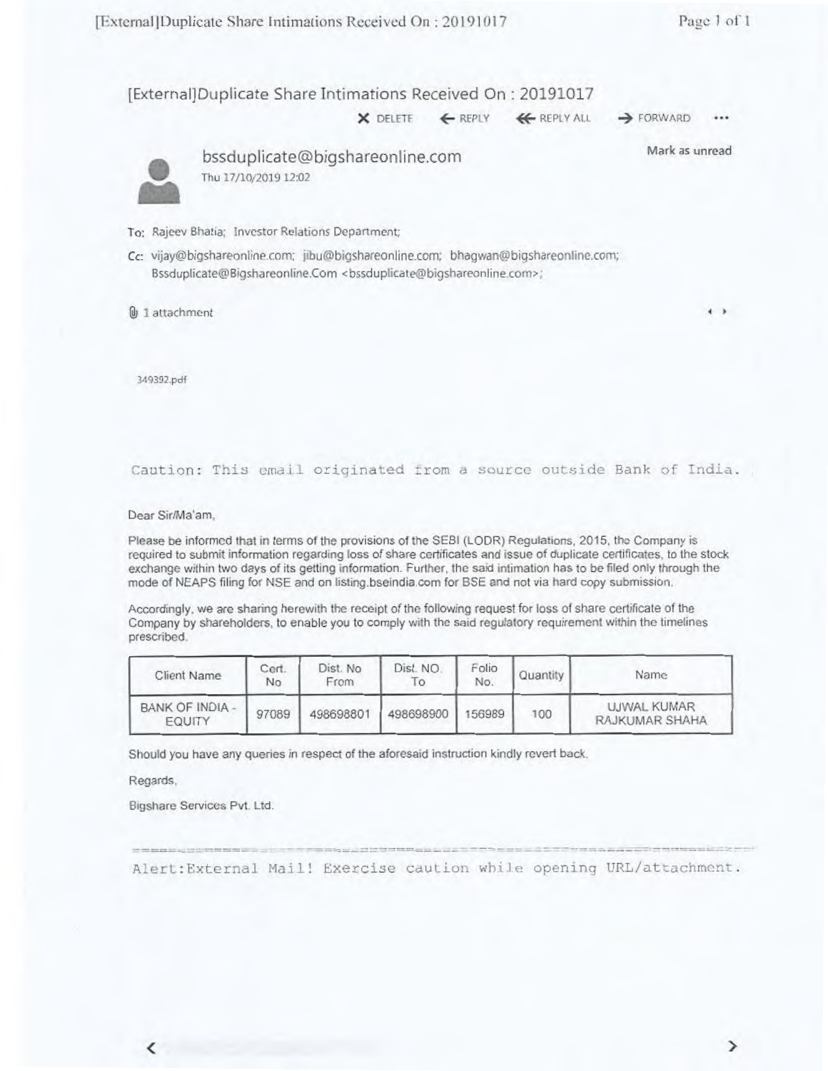# [External]Duplicate Share Intimations Received On : 20191017

X DELETE ← REPLY ⟪ REPLY ALL → FORWARD ...

**bssduplicate@bigshareonline.com**
Thu 17/10/2019 12:02

Mark as unread

To: Rajeev Bhatia; Investor Relations Department;

Cc: vijay@bigshareonline.com; jibu@bigshareonline.com; bhagwan@bigshareonline.com; Bssduplicate@Bigshareonline.Com <bssduplicate@bigshareonline.com>;

1 attachment

349392.pdf

```
Caution: This email originated from a source outside Bank of India.
```

Dear Sir/Ma'am,

Please be informed that in terms of the provisions of the SEBI (LODR) Regulations, 2015, the Company is required to submit information regarding loss of share certificates and issue of duplicate certificates, to the stock exchange within two days of its getting information. Further, the said intimation has to be filed only through the mode of NEAPS filing for NSE and on listing.bseindia.com for BSE and not via hard copy submission.

Accordingly, we are sharing herewith the receipt of the following request for loss of share certificate of the Company by shareholders, to enable you to comply with the said regulatory requirement within the timelines prescribed.

| Client Name | Cert. No | Dist. No From | Dist. NO. To | Folio No. | Quantity | Name |
|---|---|---|---|---|---|---|
| BANK OF INDIA - EQUITY | 97089 | 498698801 | 498698900 | 156989 | 100 | UJWAL KUMAR RAJKUMAR SHAHA |

Should you have any queries in respect of the aforesaid instruction kindly revert back.

Regards,

Bigshare Services Pvt. Ltd.

```
Alert:External Mail! Exercise caution while opening URL/attachment.
```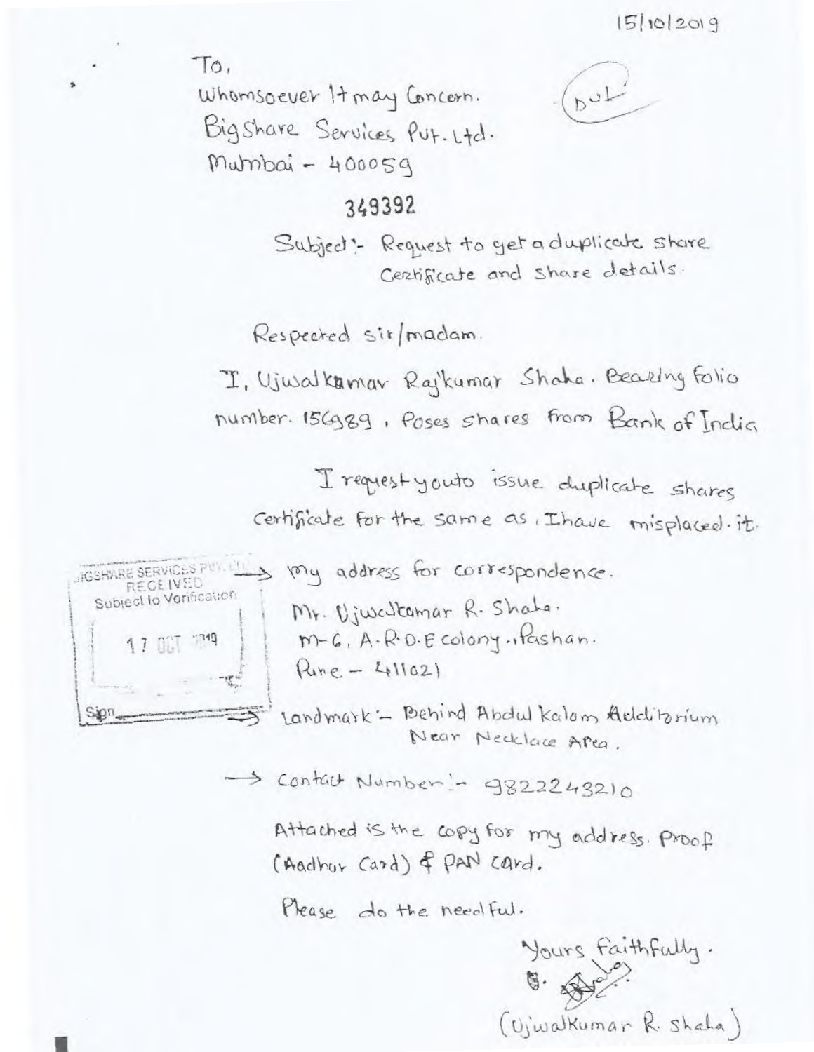15/10/2019

To,
Whomsoever It may Concern.
BigShare Services Pvt. Ltd.
Mumbai - 400059

DUL

349392

Subject:- Request to get a duplicate share Certificate and share details.

Respected sir/madam.

I, Ujwalkumar Rajkumar Shaha. Bearing folio number. 156989, Poses shares from Bank of India

I request you to issue duplicate shares Certificate for the same as, I have misplaced it.

BIGSHARE SERVICES PVT. LTD.
RECEIVED
Subject to Verification
17 OCT 2019
Sign

→ my address for correspondence.

Mr. Ujwalkumar R. Shaha.
M-6, A.R.D.E colony, Pashan.
Pune - 411021

→ Landmark :- Behind Abdul Kalam Additorium Near Necklace Area.

→ Contact Number :- 9822243210

Attached is the copy for my address. proof (Aadhar Card) & PAN card.

Please do the needful.

Yours Faithfully.

(UjwalKumar R. Shaha)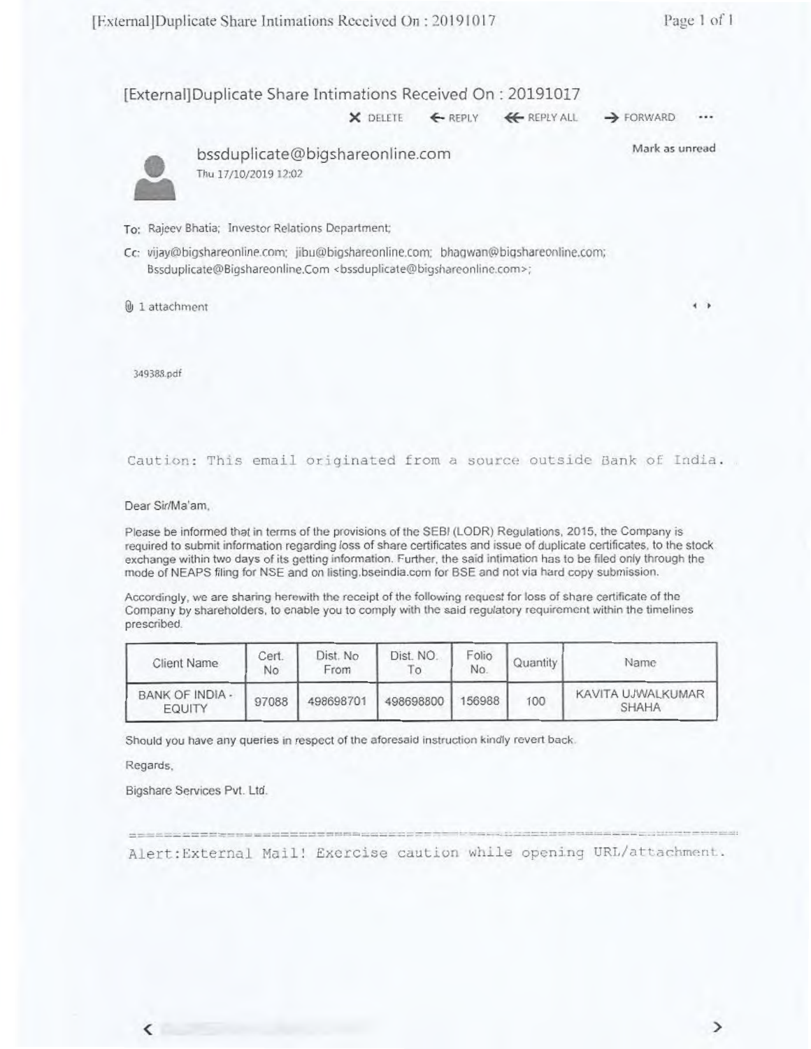# [External]Duplicate Share Intimations Received On : 20191017

DELETE | REPLY | REPLY ALL | FORWARD

**bssduplicate@bigshareonline.com**
Thu 17/10/2019 12:02

Mark as unread

To: Rajeev Bhatia; Investor Relations Department;

Cc: vijay@bigshareonline.com; jibu@bigshareonline.com; bhagwan@bigshareonline.com; Bssduplicate@Bigshareonline.Com <bssduplicate@bigshareonline.com>;

1 attachment

349388.pdf

Caution: This email originated from a source outside Bank of India.

Dear Sir/Ma'am,

Please be informed that in terms of the provisions of the SEBI (LODR) Regulations, 2015, the Company is required to submit information regarding loss of share certificates and issue of duplicate certificates, to the stock exchange within two days of its getting information. Further, the said intimation has to be filed only through the mode of NEAPS filing for NSE and on listing.bseindia.com for BSE and not via hard copy submission.

Accordingly, we are sharing herewith the receipt of the following request for loss of share certificate of the Company by shareholders, to enable you to comply with the said regulatory requirement within the timelines prescribed.

| Client Name | Cert. No | Dist. No From | Dist. NO. To | Folio No. | Quantity | Name |
|---|---|---|---|---|---|---|
| BANK OF INDIA - EQUITY | 97088 | 498698701 | 498698800 | 156988 | 100 | KAVITA UJWALKUMAR SHAHA |

Should you have any queries in respect of the aforesaid instruction kindly revert back.

Regards,

Bigshare Services Pvt. Ltd.

Alert:External Mail! Exercise caution while opening URL/attachment.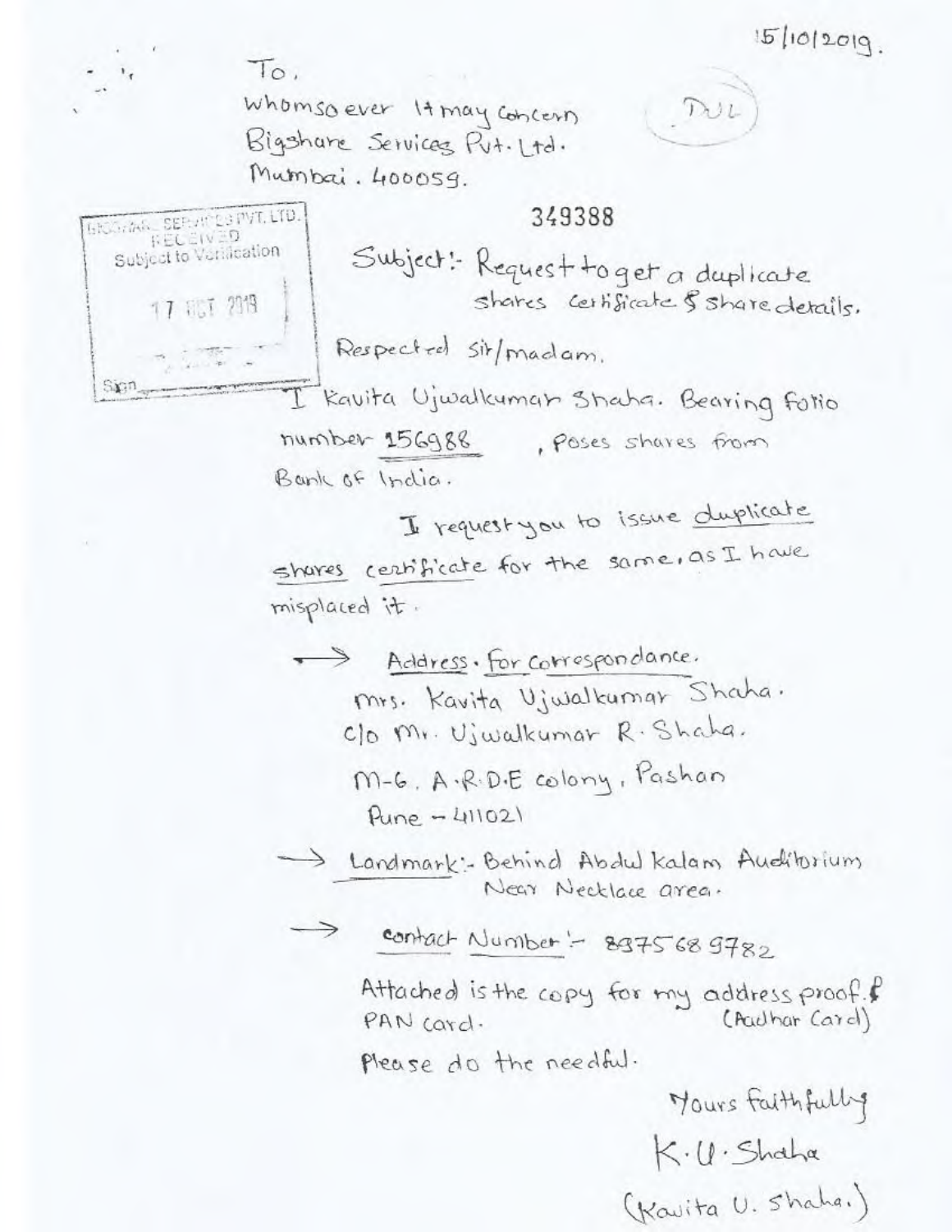15/10/2019.

To,
Whomsoever it may concern
Bigshare Services Pvt. Ltd.
Mumbai. 400059.

DUL

349388

BIGSHARE SERVICES PVT. LTD.
RECEIVED
Subject to Verification
17 OCT 2019
Sign

Subject:- Request to get a duplicate shares certificate & share details.

Respected sir/madam,

I Kavita Ujwalkumar Shaha. Bearing folio number 156988, poses shares from Bank of India.

I request you to issue duplicate shares certificate for the same, as I have misplaced it.

→ Address. for correspondance.
mrs. Kavita Ujwalkumar Shaha.
c/o Mr. Ujwalkumar R. Shaha.
M-6, A.R.D.E colony, Pashan
Pune - 411021

→ Landmark:- Behind Abdul kalam Auditorium
Near Necklace area.

→ contact Number:- 8975689782

Attached is the copy for my address proof. (Aadhar Card) & PAN card.

Please do the needful.

Yours faithfully
K.U. Shaha
(Kavita U. Shaha.)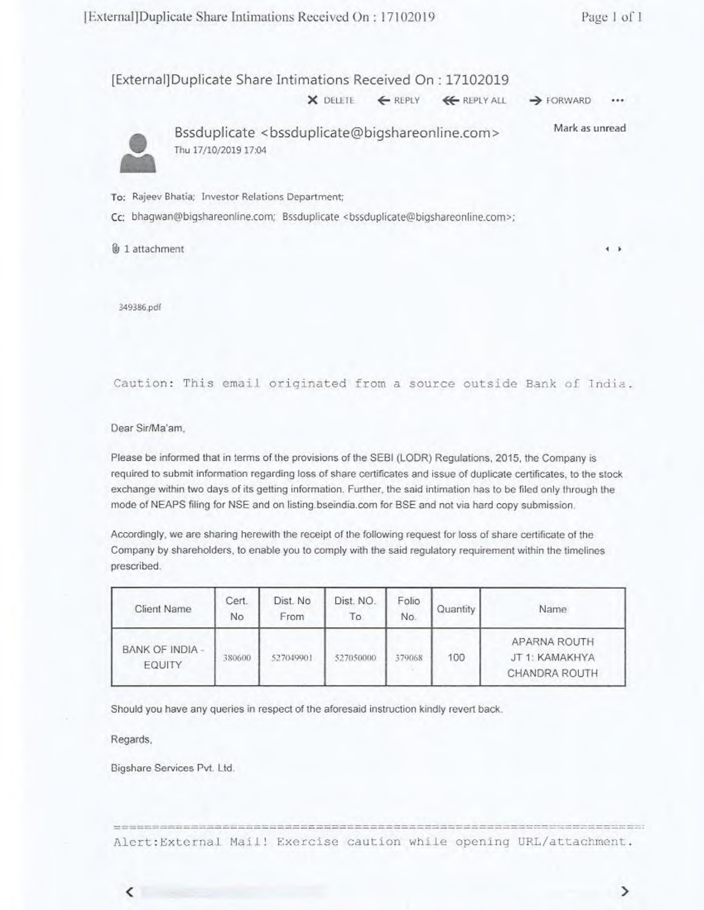# [External]Duplicate Share Intimations Received On : 17102019

✕ DELETE ← REPLY ⇐ REPLY ALL → FORWARD •••

Bssduplicate <bssduplicate@bigshareonline.com>
Thu 17/10/2019 17:04

Mark as unread

To: Rajeev Bhatia; Investor Relations Department;

Cc: bhagwan@bigshareonline.com; Bssduplicate <bssduplicate@bigshareonline.com>;

1 attachment

349386.pdf

Caution: This email originated from a source outside Bank of India.

Dear Sir/Ma'am,

Please be informed that in terms of the provisions of the SEBI (LODR) Regulations, 2015, the Company is required to submit information regarding loss of share certificates and issue of duplicate certificates, to the stock exchange within two days of its getting information. Further, the said intimation has to be filed only through the mode of NEAPS filing for NSE and on listing.bseindia.com for BSE and not via hard copy submission.

Accordingly, we are sharing herewith the receipt of the following request for loss of share certificate of the Company by shareholders, to enable you to comply with the said regulatory requirement within the timelines prescribed.

| Client Name | Cert. No | Dist. No From | Dist. NO. To | Folio No. | Quantity | Name |
|---|---|---|---|---|---|---|
| BANK OF INDIA - EQUITY | 380600 | 527049901 | 527050000 | 379068 | 100 | APARNA ROUTH JT 1: KAMAKHYA CHANDRA ROUTH |

Should you have any queries in respect of the aforesaid instruction kindly revert back.

Regards,

Bigshare Services Pvt. Ltd.

Alert:External Mail! Exercise caution while opening URL/attachment.